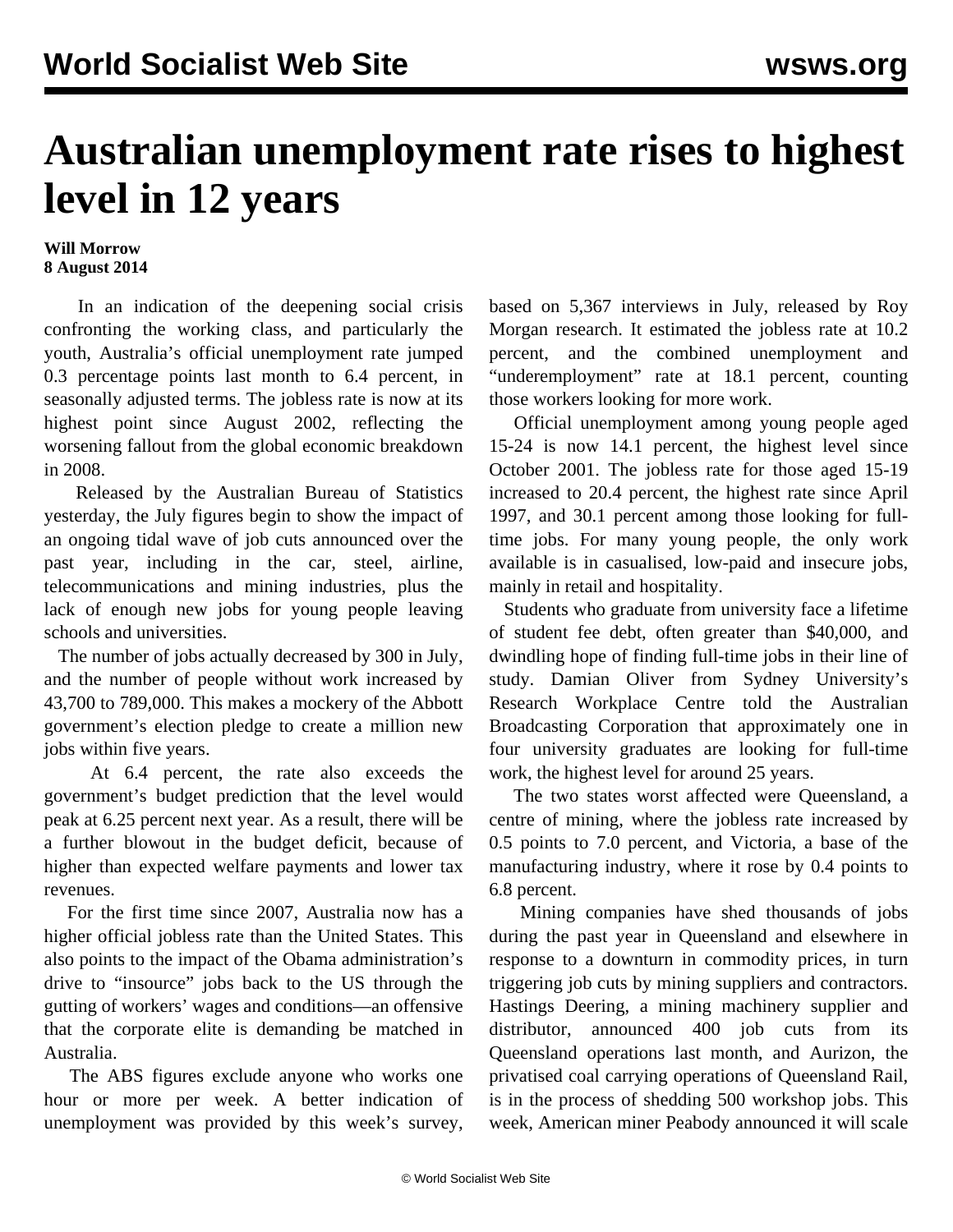# Australian unemployment rate rises to highest level in 12 years

**Will Morrow**
**8 August 2014**

In an indication of the deepening social crisis confronting the working class, and particularly the youth, Australia's official unemployment rate jumped 0.3 percentage points last month to 6.4 percent, in seasonally adjusted terms. The jobless rate is now at its highest point since August 2002, reflecting the worsening fallout from the global economic breakdown in 2008.

Released by the Australian Bureau of Statistics yesterday, the July figures begin to show the impact of an ongoing tidal wave of job cuts announced over the past year, including in the car, steel, airline, telecommunications and mining industries, plus the lack of enough new jobs for young people leaving schools and universities.

The number of jobs actually decreased by 300 in July, and the number of people without work increased by 43,700 to 789,000. This makes a mockery of the Abbott government's election pledge to create a million new jobs within five years.

At 6.4 percent, the rate also exceeds the government's budget prediction that the level would peak at 6.25 percent next year. As a result, there will be a further blowout in the budget deficit, because of higher than expected welfare payments and lower tax revenues.

For the first time since 2007, Australia now has a higher official jobless rate than the United States. This also points to the impact of the Obama administration's drive to "insource" jobs back to the US through the gutting of workers' wages and conditions—an offensive that the corporate elite is demanding be matched in Australia.

The ABS figures exclude anyone who works one hour or more per week. A better indication of unemployment was provided by this week's survey, based on 5,367 interviews in July, released by Roy Morgan research. It estimated the jobless rate at 10.2 percent, and the combined unemployment and "underemployment" rate at 18.1 percent, counting those workers looking for more work.

Official unemployment among young people aged 15-24 is now 14.1 percent, the highest level since October 2001. The jobless rate for those aged 15-19 increased to 20.4 percent, the highest rate since April 1997, and 30.1 percent among those looking for full-time jobs. For many young people, the only work available is in casualised, low-paid and insecure jobs, mainly in retail and hospitality.

Students who graduate from university face a lifetime of student fee debt, often greater than $40,000, and dwindling hope of finding full-time jobs in their line of study. Damian Oliver from Sydney University's Research Workplace Centre told the Australian Broadcasting Corporation that approximately one in four university graduates are looking for full-time work, the highest level for around 25 years.

The two states worst affected were Queensland, a centre of mining, where the jobless rate increased by 0.5 points to 7.0 percent, and Victoria, a base of the manufacturing industry, where it rose by 0.4 points to 6.8 percent.

Mining companies have shed thousands of jobs during the past year in Queensland and elsewhere in response to a downturn in commodity prices, in turn triggering job cuts by mining suppliers and contractors. Hastings Deering, a mining machinery supplier and distributor, announced 400 job cuts from its Queensland operations last month, and Aurizon, the privatised coal carrying operations of Queensland Rail, is in the process of shedding 500 workshop jobs. This week, American miner Peabody announced it will scale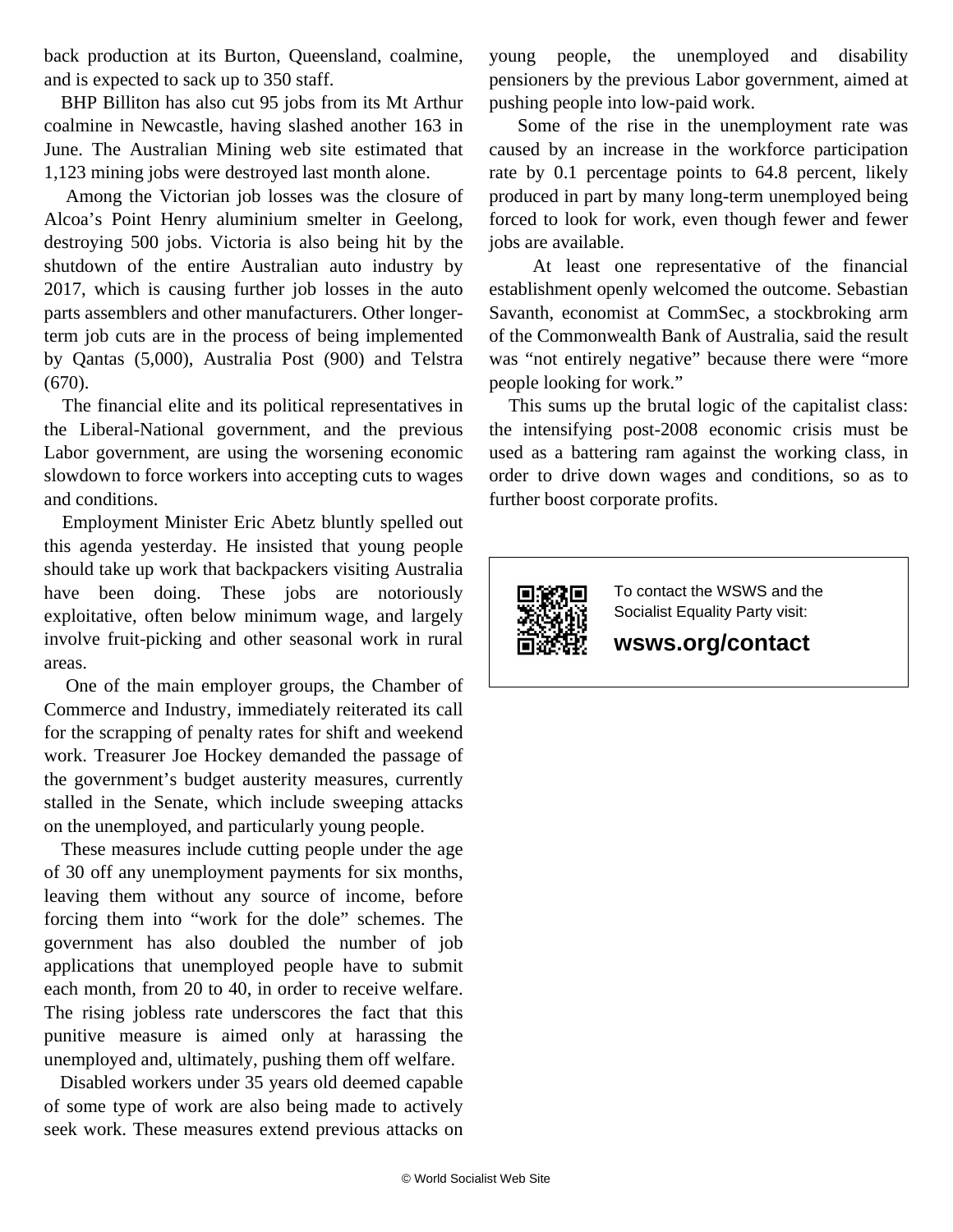back production at its Burton, Queensland, coalmine, and is expected to sack up to 350 staff.

BHP Billiton has also cut 95 jobs from its Mt Arthur coalmine in Newcastle, having slashed another 163 in June. The Australian Mining web site estimated that 1,123 mining jobs were destroyed last month alone.

Among the Victorian job losses was the closure of Alcoa's Point Henry aluminium smelter in Geelong, destroying 500 jobs. Victoria is also being hit by the shutdown of the entire Australian auto industry by 2017, which is causing further job losses in the auto parts assemblers and other manufacturers. Other longer-term job cuts are in the process of being implemented by Qantas (5,000), Australia Post (900) and Telstra (670).

The financial elite and its political representatives in the Liberal-National government, and the previous Labor government, are using the worsening economic slowdown to force workers into accepting cuts to wages and conditions.

Employment Minister Eric Abetz bluntly spelled out this agenda yesterday. He insisted that young people should take up work that backpackers visiting Australia have been doing. These jobs are notoriously exploitative, often below minimum wage, and largely involve fruit-picking and other seasonal work in rural areas.

One of the main employer groups, the Chamber of Commerce and Industry, immediately reiterated its call for the scrapping of penalty rates for shift and weekend work. Treasurer Joe Hockey demanded the passage of the government's budget austerity measures, currently stalled in the Senate, which include sweeping attacks on the unemployed, and particularly young people.

These measures include cutting people under the age of 30 off any unemployment payments for six months, leaving them without any source of income, before forcing them into "work for the dole" schemes. The government has also doubled the number of job applications that unemployed people have to submit each month, from 20 to 40, in order to receive welfare. The rising jobless rate underscores the fact that this punitive measure is aimed only at harassing the unemployed and, ultimately, pushing them off welfare.

Disabled workers under 35 years old deemed capable of some type of work are also being made to actively seek work. These measures extend previous attacks on young people, the unemployed and disability pensioners by the previous Labor government, aimed at pushing people into low-paid work.

Some of the rise in the unemployment rate was caused by an increase in the workforce participation rate by 0.1 percentage points to 64.8 percent, likely produced in part by many long-term unemployed being forced to look for work, even though fewer and fewer jobs are available.

At least one representative of the financial establishment openly welcomed the outcome. Sebastian Savanth, economist at CommSec, a stockbroking arm of the Commonwealth Bank of Australia, said the result was "not entirely negative" because there were "more people looking for work."

This sums up the brutal logic of the capitalist class: the intensifying post-2008 economic crisis must be used as a battering ram against the working class, in order to drive down wages and conditions, so as to further boost corporate profits.

To contact the WSWS and the Socialist Equality Party visit:

**wsws.org/contact**